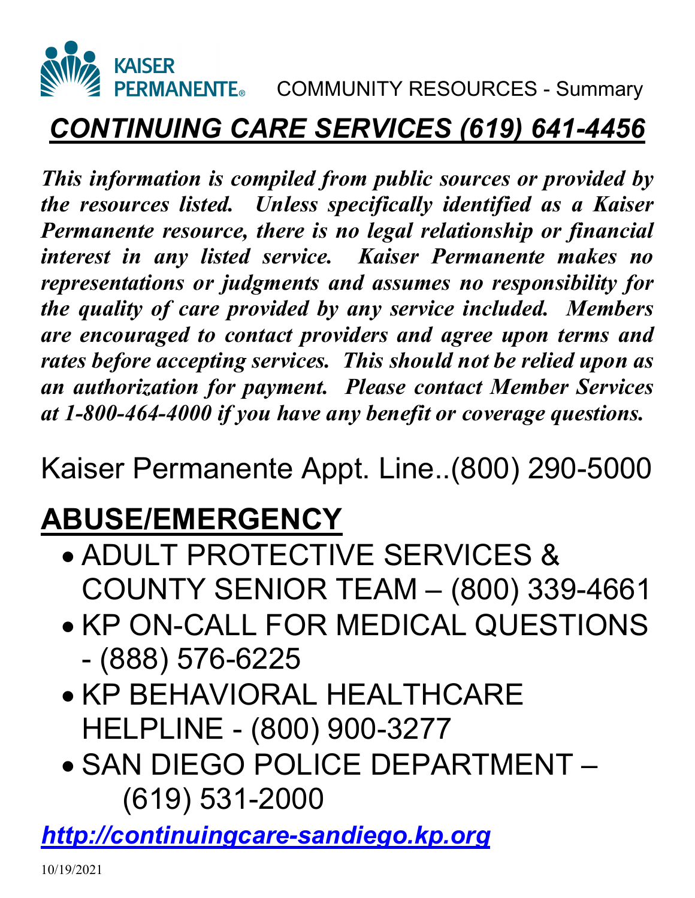KAISER PERMANENTE® COMMUNITY RESOURCES - Summary

# ***CONTINUING CARE SERVICES (619) 641-4456***

***This information is compiled from public sources or provided by the resources listed. Unless specifically identified as a Kaiser Permanente resource, there is no legal relationship or financial interest in any listed service. Kaiser Permanente makes no representations or judgments and assumes no responsibility for the quality of care provided by any service included. Members are encouraged to contact providers and agree upon terms and rates before accepting services. This should not be relied upon as an authorization for payment. Please contact Member Services at 1-800-464-4000 if you have any benefit or coverage questions.***

Kaiser Permanente Appt. Line..(800) 290-5000

## ABUSE/EMERGENCY

- ADULT PROTECTIVE SERVICES & COUNTY SENIOR TEAM – (800) 339-4661
- KP ON-CALL FOR MEDICAL QUESTIONS - (888) 576-6225
- KP BEHAVIORAL HEALTHCARE HELPLINE - (800) 900-3277
- SAN DIEGO POLICE DEPARTMENT – (619) 531-2000

***http://continuingcare-sandiego.kp.org***

10/19/2021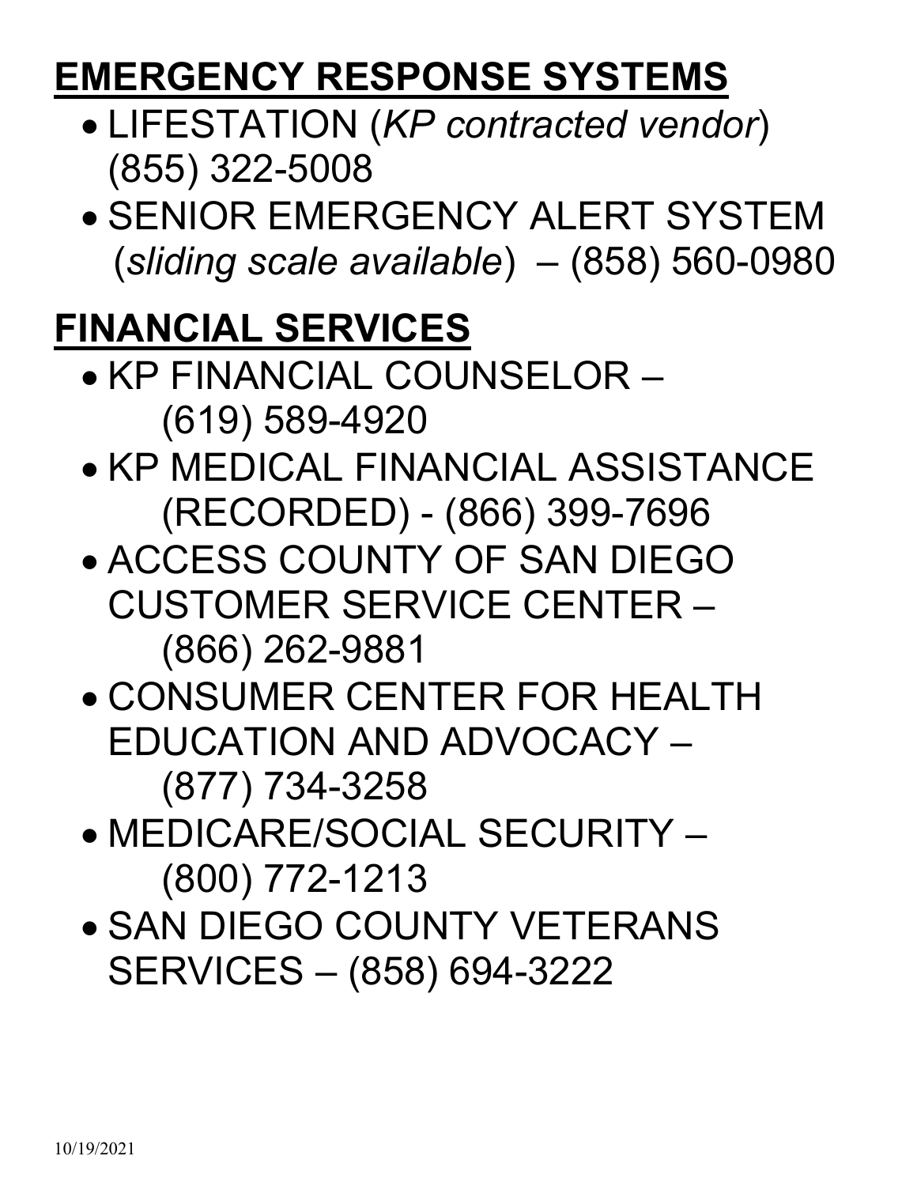## **EMERGENCY RESPONSE SYSTEMS**

- LIFESTATION (*KP contracted vendor*) (855) 322-5008
- SENIOR EMERGENCY ALERT SYSTEM (*sliding scale available*) – (858) 560-0980

## **FINANCIAL SERVICES**

- KP FINANCIAL COUNSELOR – (619) 589-4920
- KP MEDICAL FINANCIAL ASSISTANCE (RECORDED) - (866) 399-7696
- ACCESS COUNTY OF SAN DIEGO CUSTOMER SERVICE CENTER – (866) 262-9881
- CONSUMER CENTER FOR HEALTH EDUCATION AND ADVOCACY – (877) 734-3258
- MEDICARE/SOCIAL SECURITY – (800) 772-1213
- SAN DIEGO COUNTY VETERANS SERVICES – (858) 694-3222

10/19/2021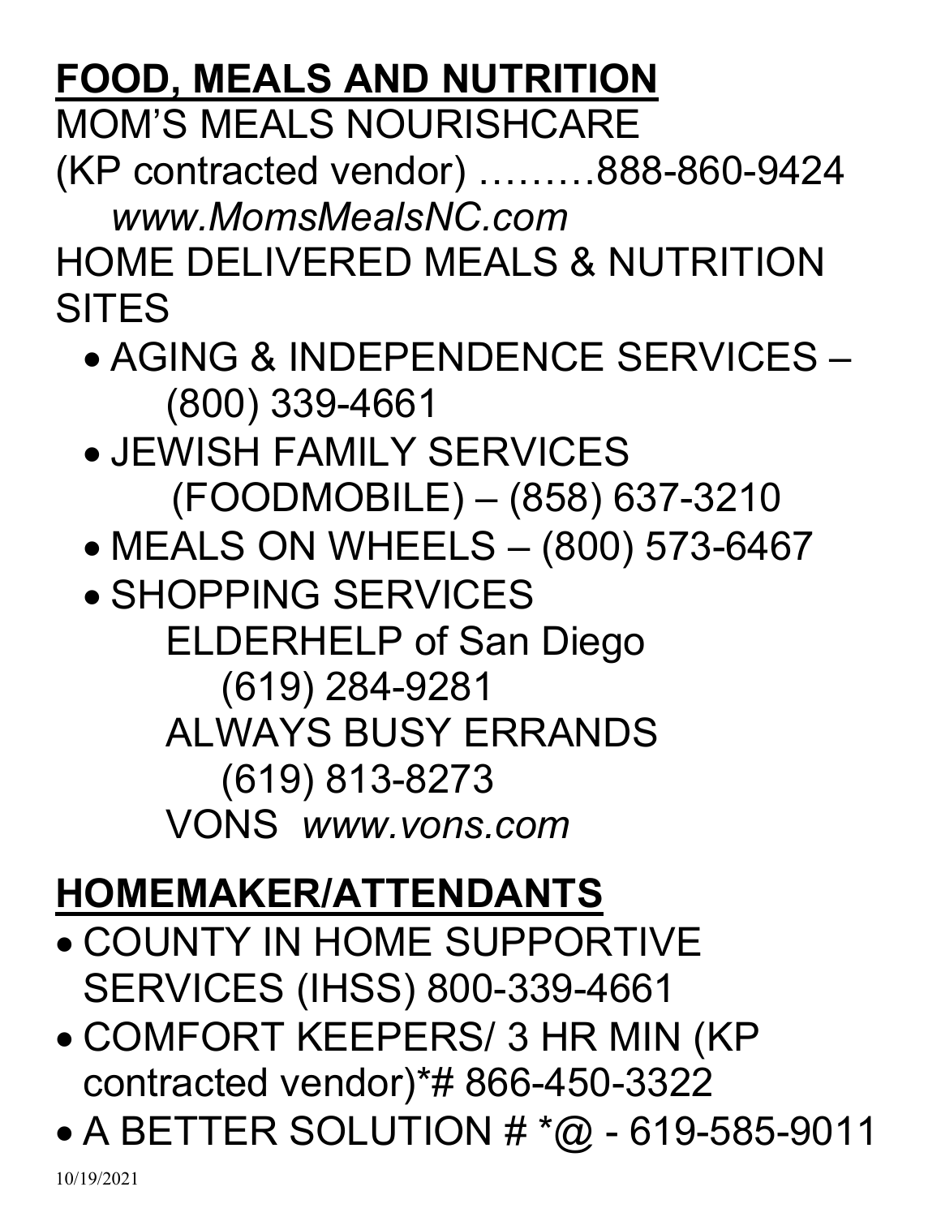## FOOD, MEALS AND NUTRITION

MOM'S MEALS NOURISHCARE
(KP contracted vendor) ………888-860-9424
*www.MomsMealsNC.com*

HOME DELIVERED MEALS & NUTRITION SITES

- AGING & INDEPENDENCE SERVICES – (800) 339-4661
- JEWISH FAMILY SERVICES (FOODMOBILE) – (858) 637-3210
- MEALS ON WHEELS – (800) 573-6467
- SHOPPING SERVICES
  ELDERHELP of San Diego
  (619) 284-9281
  ALWAYS BUSY ERRANDS
  (619) 813-8273
  VONS *www.vons.com*

## HOMEMAKER/ATTENDANTS

- COUNTY IN HOME SUPPORTIVE SERVICES (IHSS) 800-339-4661
- COMFORT KEEPERS/ 3 HR MIN (KP contracted vendor)*# 866-450-3322
- A BETTER SOLUTION # *@ - 619-585-9011

10/19/2021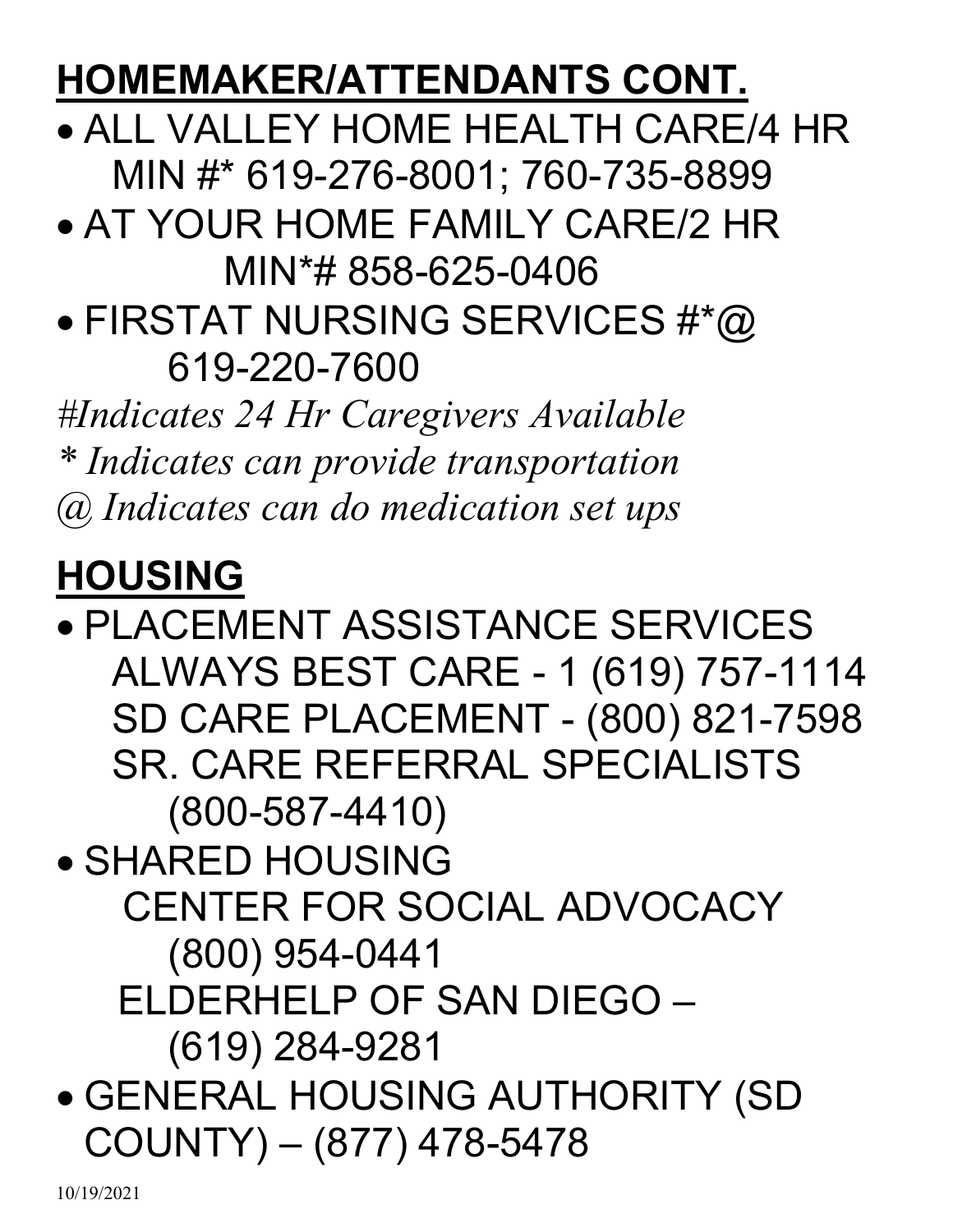## HOMEMAKER/ATTENDANTS CONT.

- ALL VALLEY HOME HEALTH CARE/4 HR MIN #* 619-276-8001; 760-735-8899
- AT YOUR HOME FAMILY CARE/2 HR MIN*# 858-625-0406
- FIRSTAT NURSING SERVICES #*@ 619-220-7600

*#Indicates 24 Hr Caregivers Available*

*\* Indicates can provide transportation*

*@ Indicates can do medication set ups*

## HOUSING

- PLACEMENT ASSISTANCE SERVICES
  ALWAYS BEST CARE - 1 (619) 757-1114
  SD CARE PLACEMENT - (800) 821-7598
  SR. CARE REFERRAL SPECIALISTS (800-587-4410)
- SHARED HOUSING
  CENTER FOR SOCIAL ADVOCACY (800) 954-0441
  ELDERHELP OF SAN DIEGO – (619) 284-9281
- GENERAL HOUSING AUTHORITY (SD COUNTY) – (877) 478-5478

10/19/2021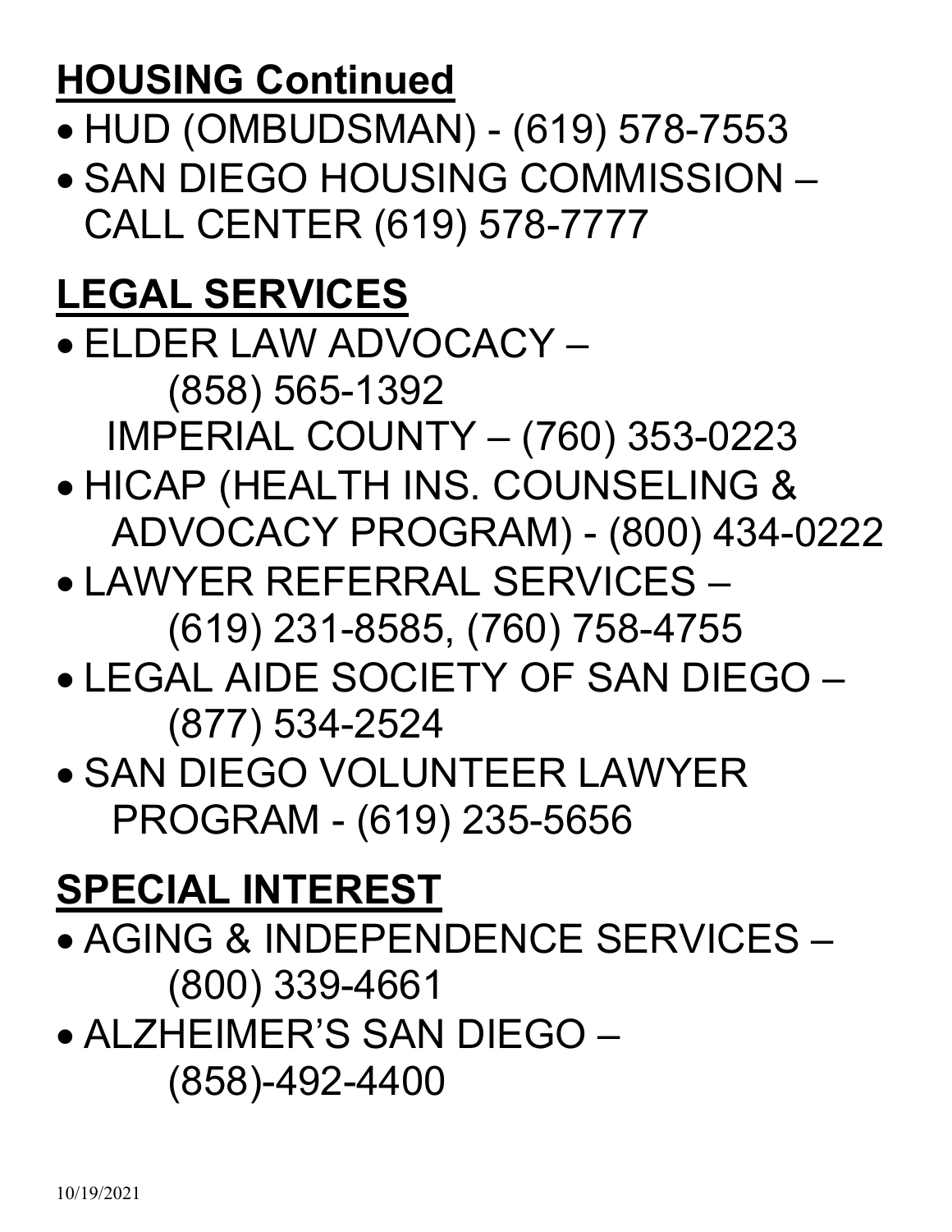## HOUSING Continued

- HUD (OMBUDSMAN) - (619) 578-7553
- SAN DIEGO HOUSING COMMISSION – CALL CENTER (619) 578-7777

## LEGAL SERVICES

- ELDER LAW ADVOCACY – (858) 565-1392
  IMPERIAL COUNTY – (760) 353-0223
- HICAP (HEALTH INS. COUNSELING & ADVOCACY PROGRAM) - (800) 434-0222
- LAWYER REFERRAL SERVICES – (619) 231-8585, (760) 758-4755
- LEGAL AIDE SOCIETY OF SAN DIEGO – (877) 534-2524
- SAN DIEGO VOLUNTEER LAWYER PROGRAM - (619) 235-5656

## SPECIAL INTEREST

- AGING & INDEPENDENCE SERVICES – (800) 339-4661
- ALZHEIMER'S SAN DIEGO – (858)-492-4400

10/19/2021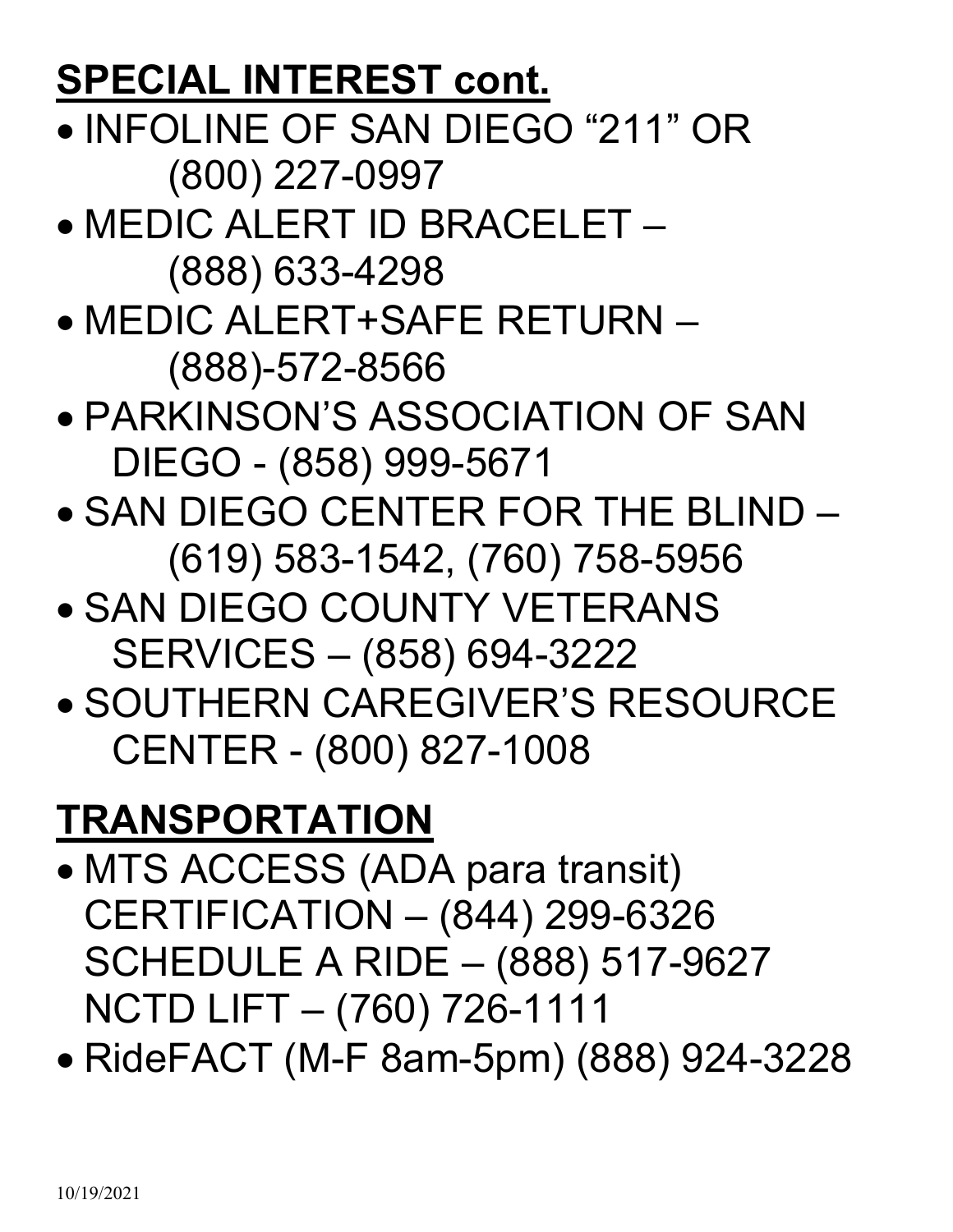## **SPECIAL INTEREST cont.**

- INFOLINE OF SAN DIEGO "211" OR (800) 227-0997
- MEDIC ALERT ID BRACELET – (888) 633-4298
- MEDIC ALERT+SAFE RETURN – (888)-572-8566
- PARKINSON'S ASSOCIATION OF SAN DIEGO - (858) 999-5671
- SAN DIEGO CENTER FOR THE BLIND – (619) 583-1542, (760) 758-5956
- SAN DIEGO COUNTY VETERANS SERVICES – (858) 694-3222
- SOUTHERN CAREGIVER'S RESOURCE CENTER - (800) 827-1008

## **TRANSPORTATION**

- MTS ACCESS (ADA para transit)
  CERTIFICATION – (844) 299-6326
  SCHEDULE A RIDE – (888) 517-9627
  NCTD LIFT – (760) 726-1111
- RideFACT (M-F 8am-5pm) (888) 924-3228

10/19/2021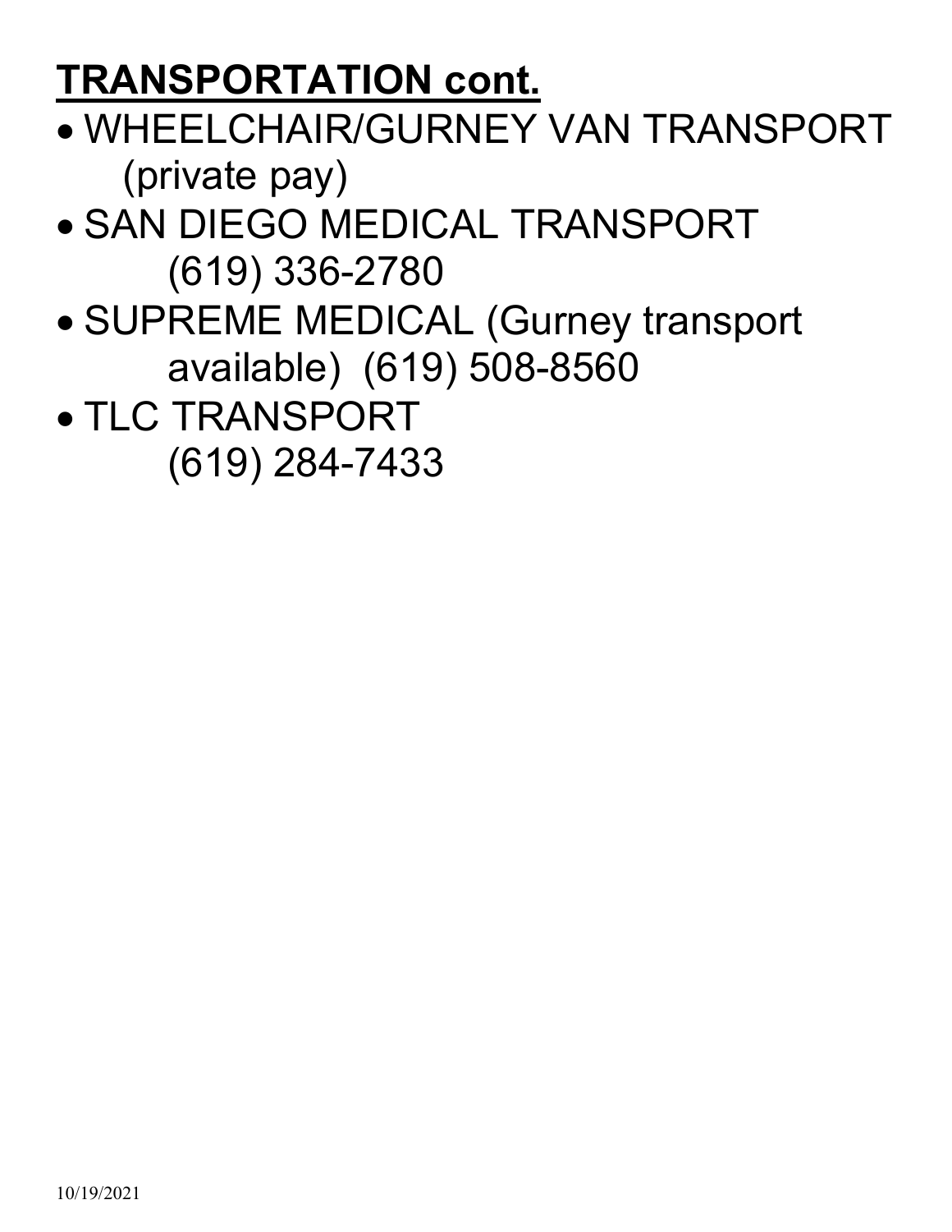## TRANSPORTATION cont.

- WHEELCHAIR/GURNEY VAN TRANSPORT (private pay)
- SAN DIEGO MEDICAL TRANSPORT (619) 336-2780
- SUPREME MEDICAL (Gurney transport available) (619) 508-8560
- TLC TRANSPORT (619) 284-7433

10/19/2021